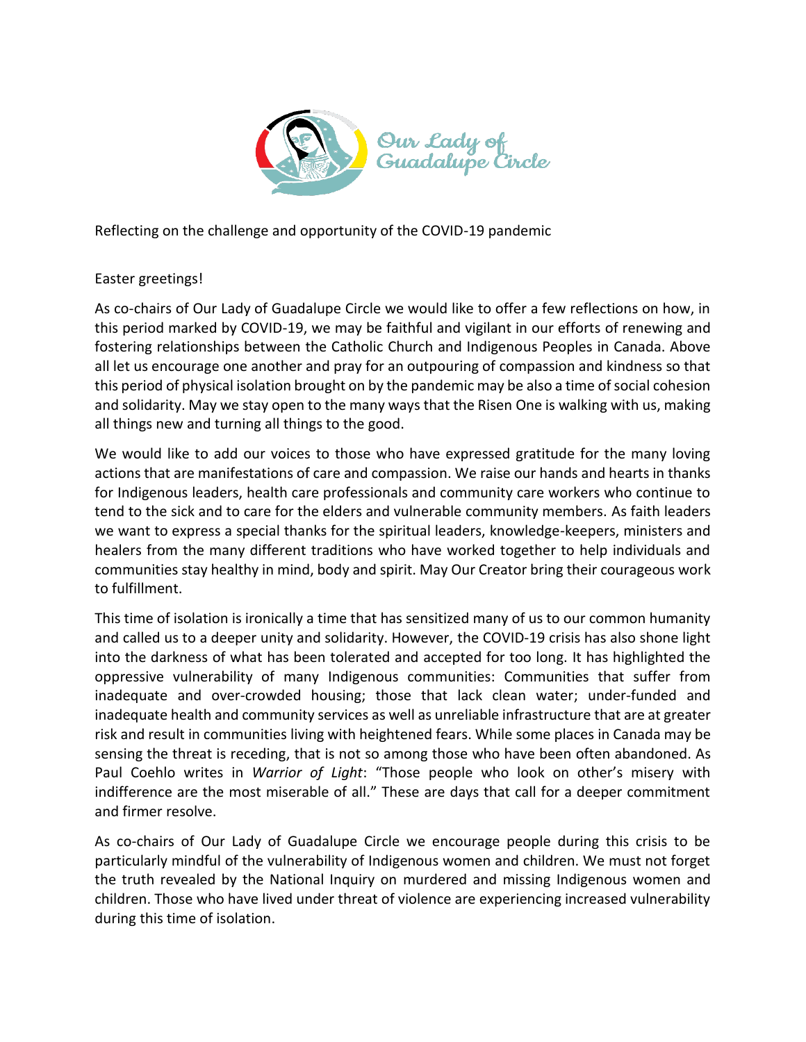Our Lady of Guadalupe Circle

Reflecting on the challenge and opportunity of the COVID-19 pandemic

Easter greetings!

As co-chairs of Our Lady of Guadalupe Circle we would like to offer a few reflections on how, in this period marked by COVID-19, we may be faithful and vigilant in our efforts of renewing and fostering relationships between the Catholic Church and Indigenous Peoples in Canada. Above all let us encourage one another and pray for an outpouring of compassion and kindness so that this period of physical isolation brought on by the pandemic may be also a time of social cohesion and solidarity. May we stay open to the many ways that the Risen One is walking with us, making all things new and turning all things to the good.

We would like to add our voices to those who have expressed gratitude for the many loving actions that are manifestations of care and compassion. We raise our hands and hearts in thanks for Indigenous leaders, health care professionals and community care workers who continue to tend to the sick and to care for the elders and vulnerable community members. As faith leaders we want to express a special thanks for the spiritual leaders, knowledge-keepers, ministers and healers from the many different traditions who have worked together to help individuals and communities stay healthy in mind, body and spirit. May Our Creator bring their courageous work to fulfillment.

This time of isolation is ironically a time that has sensitized many of us to our common humanity and called us to a deeper unity and solidarity. However, the COVID-19 crisis has also shone light into the darkness of what has been tolerated and accepted for too long. It has highlighted the oppressive vulnerability of many Indigenous communities: Communities that suffer from inadequate and over-crowded housing; those that lack clean water; under-funded and inadequate health and community services as well as unreliable infrastructure that are at greater risk and result in communities living with heightened fears. While some places in Canada may be sensing the threat is receding, that is not so among those who have been often abandoned. As Paul Coehlo writes in *Warrior of Light*: "Those people who look on other's misery with indifference are the most miserable of all." These are days that call for a deeper commitment and firmer resolve.

As co-chairs of Our Lady of Guadalupe Circle we encourage people during this crisis to be particularly mindful of the vulnerability of Indigenous women and children. We must not forget the truth revealed by the National Inquiry on murdered and missing Indigenous women and children. Those who have lived under threat of violence are experiencing increased vulnerability during this time of isolation.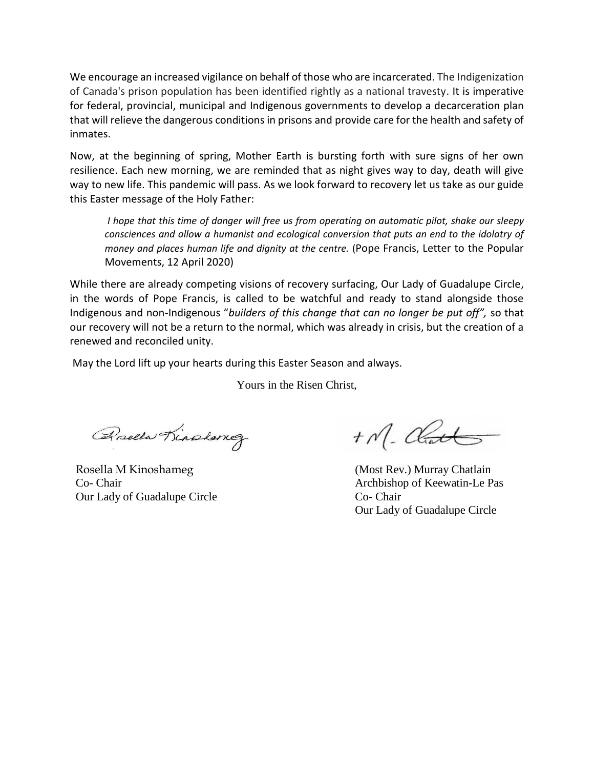We encourage an increased vigilance on behalf of those who are incarcerated. The Indigenization of Canada's prison population has been identified rightly as a national travesty. It is imperative for federal, provincial, municipal and Indigenous governments to develop a decarceration plan that will relieve the dangerous conditions in prisons and provide care for the health and safety of inmates.

Now, at the beginning of spring, Mother Earth is bursting forth with sure signs of her own resilience. Each new morning, we are reminded that as night gives way to day, death will give way to new life. This pandemic will pass. As we look forward to recovery let us take as our guide this Easter message of the Holy Father:

> *I hope that this time of danger will free us from operating on automatic pilot, shake our sleepy consciences and allow a humanist and ecological conversion that puts an end to the idolatry of money and places human life and dignity at the centre.* (Pope Francis, Letter to the Popular Movements, 12 April 2020)

While there are already competing visions of recovery surfacing, Our Lady of Guadalupe Circle, in the words of Pope Francis, is called to be watchful and ready to stand alongside those Indigenous and non-Indigenous "*builders of this change that can no longer be put off",* so that our recovery will not be a return to the normal, which was already in crisis, but the creation of a renewed and reconciled unity.

May the Lord lift up your hearts during this Easter Season and always.

Yours in the Risen Christ,

Rosella M Kinoshameg
Co- Chair
Our Lady of Guadalupe Circle

(Most Rev.) Murray Chatlain
Archbishop of Keewatin-Le Pas
Co- Chair
Our Lady of Guadalupe Circle